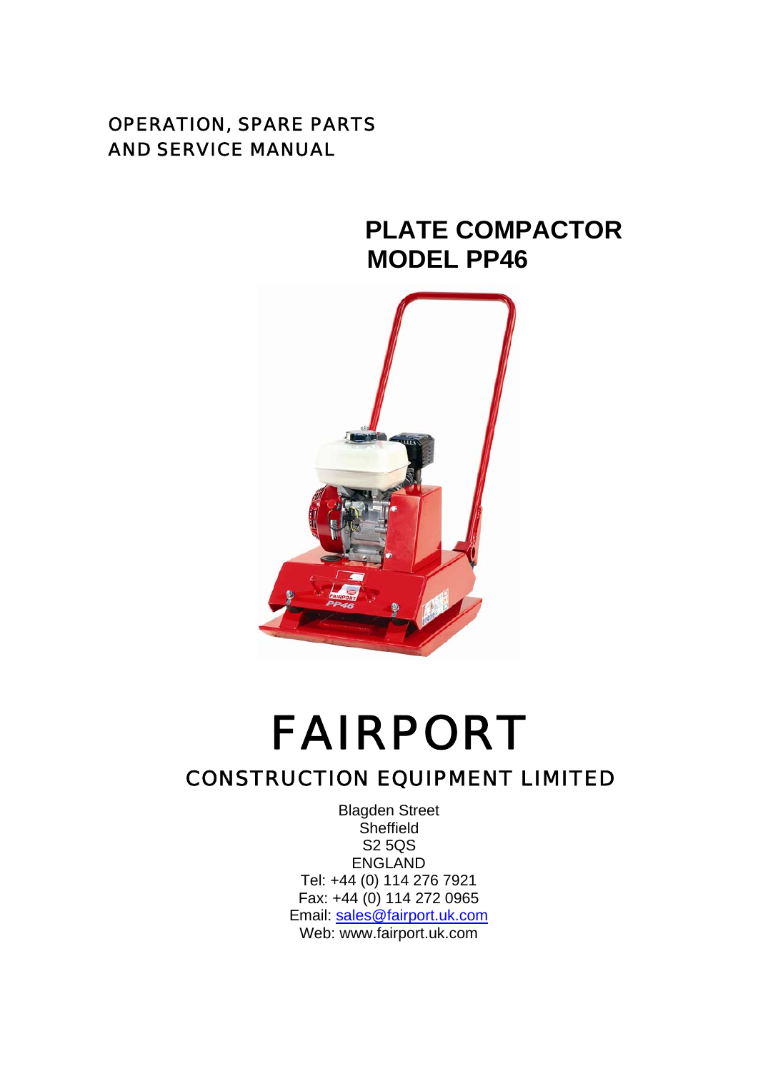OPERATION, SPARE PARTS
AND SERVICE MANUAL

# PLATE COMPACTOR
# MODEL PP46

# FAIRPORT

## CONSTRUCTION EQUIPMENT LIMITED

Blagden Street
Sheffield
S2 5QS
ENGLAND
Tel: +44 (0) 114 276 7921
Fax: +44 (0) 114 272 0965
Email: sales@fairport.uk.com
Web: www.fairport.uk.com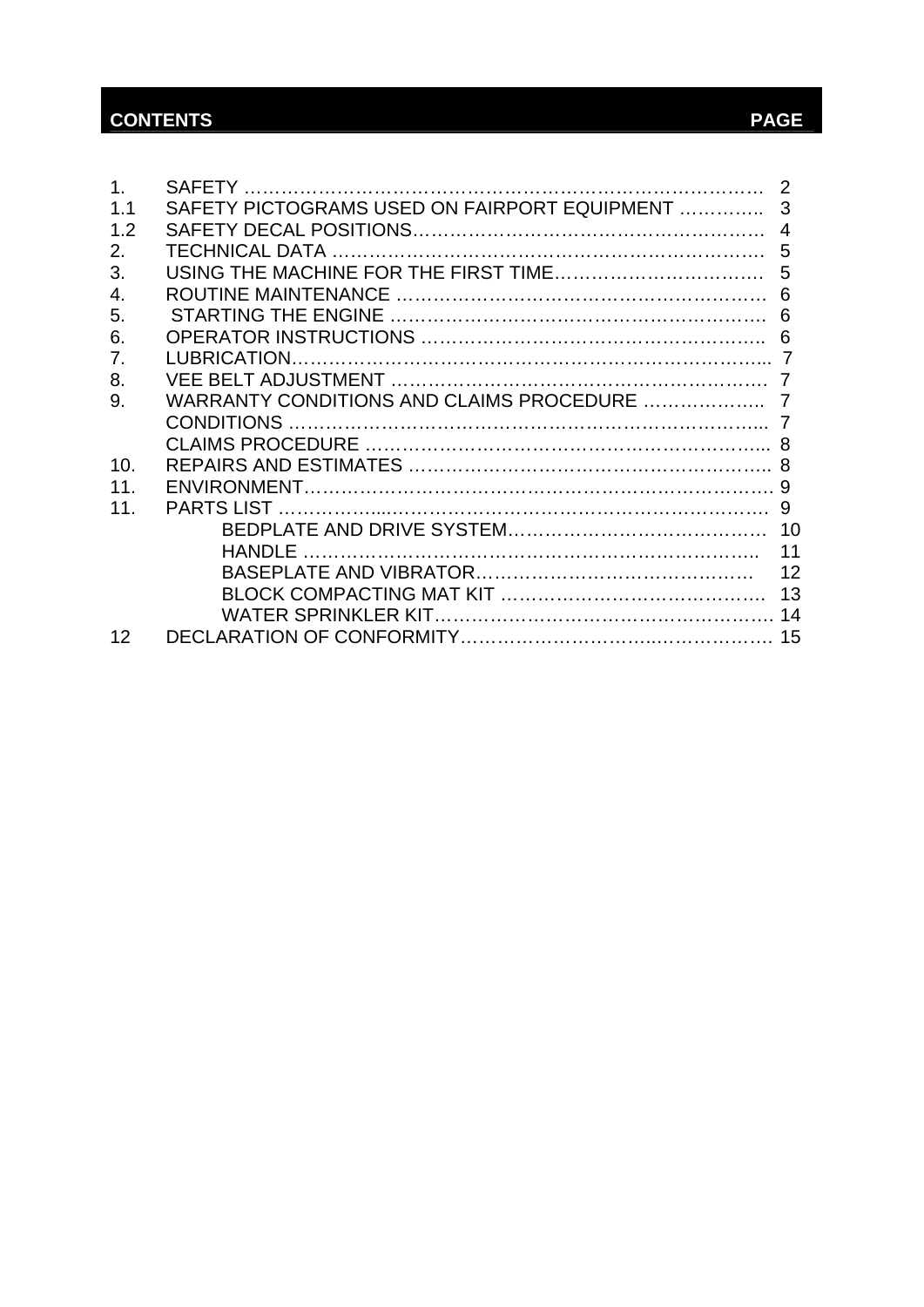## CONTENTS PAGE

| | | |
|---|---|---|
| 1. | SAFETY | 2 |
| 1.1 | SAFETY PICTOGRAMS USED ON FAIRPORT EQUIPMENT | 3 |
| 1.2 | SAFETY DECAL POSITIONS | 4 |
| 2. | TECHNICAL DATA | 5 |
| 3. | USING THE MACHINE FOR THE FIRST TIME | 5 |
| 4. | ROUTINE MAINTENANCE | 6 |
| 5. | STARTING THE ENGINE | 6 |
| 6. | OPERATOR INSTRUCTIONS | 6 |
| 7. | LUBRICATION | 7 |
| 8. | VEE BELT ADJUSTMENT | 7 |
| 9. | WARRANTY CONDITIONS AND CLAIMS PROCEDURE | 7 |
| | CONDITIONS | 7 |
| | CLAIMS PROCEDURE | 8 |
| 10. | REPAIRS AND ESTIMATES | 8 |
| 11. | ENVIRONMENT | 9 |
| 11. | PARTS LIST | 9 |
| | BEDPLATE AND DRIVE SYSTEM | 10 |
| | HANDLE | 11 |
| | BASEPLATE AND VIBRATOR | 12 |
| | BLOCK COMPACTING MAT KIT | 13 |
| | WATER SPRINKLER KIT | 14 |
| 12 | DECLARATION OF CONFORMITY | 15 |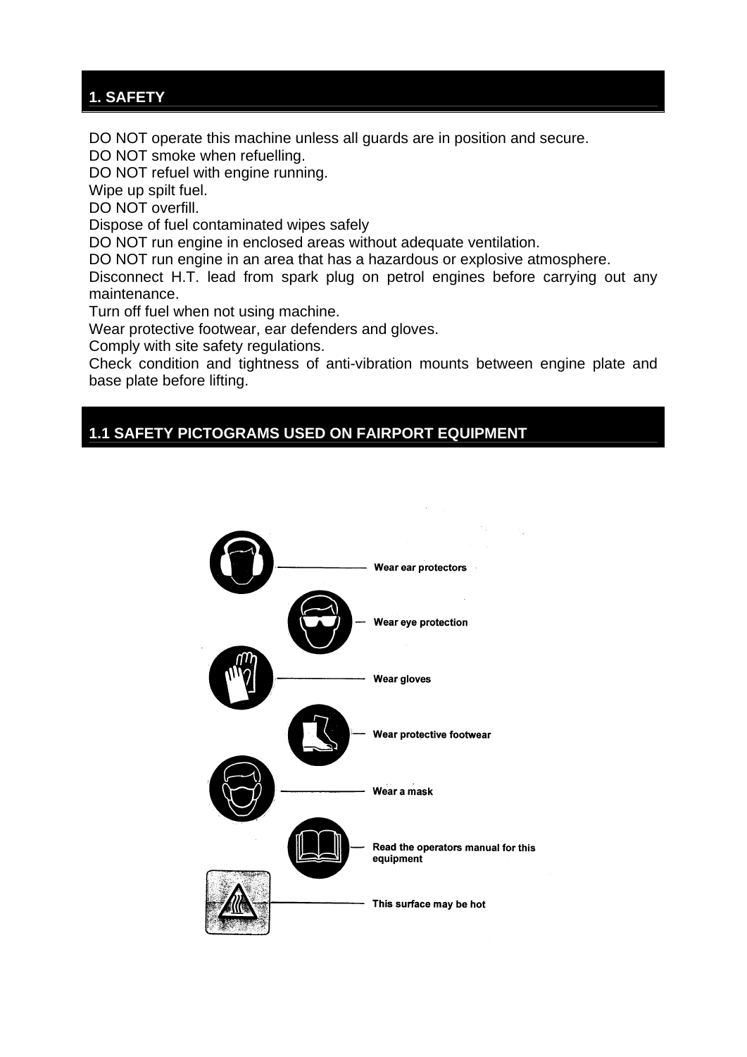## 1. SAFETY

DO NOT operate this machine unless all guards are in position and secure.
DO NOT smoke when refuelling.
DO NOT refuel with engine running.
Wipe up spilt fuel.
DO NOT overfill.
Dispose of fuel contaminated wipes safely
DO NOT run engine in enclosed areas without adequate ventilation.
DO NOT run engine in an area that has a hazardous or explosive atmosphere.
Disconnect H.T. lead from spark plug on petrol engines before carrying out any maintenance.
Turn off fuel when not using machine.
Wear protective footwear, ear defenders and gloves.
Comply with site safety regulations.
Check condition and tightness of anti-vibration mounts between engine plate and base plate before lifting.

## 1.1 SAFETY PICTOGRAMS USED ON FAIRPORT EQUIPMENT

Wear ear protectors

Wear eye protection

Wear gloves

Wear protective footwear

Wear a mask

Read the operators manual for this equipment

This surface may be hot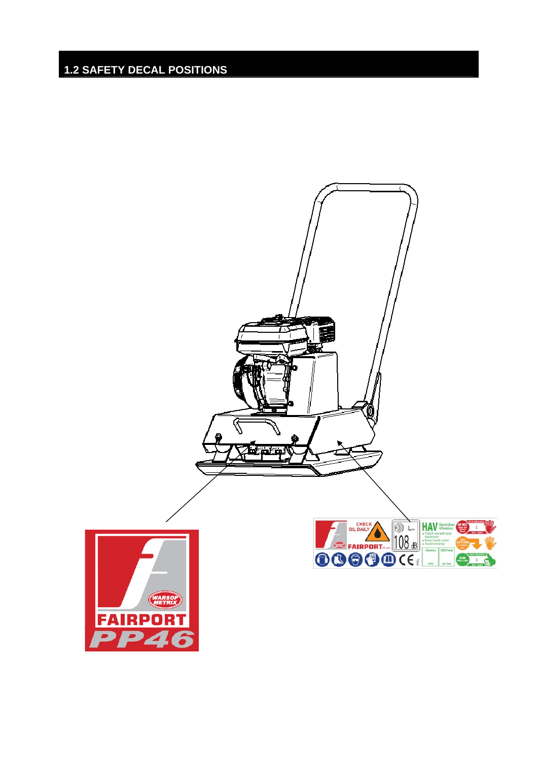## 1.2 SAFETY DECAL POSITIONS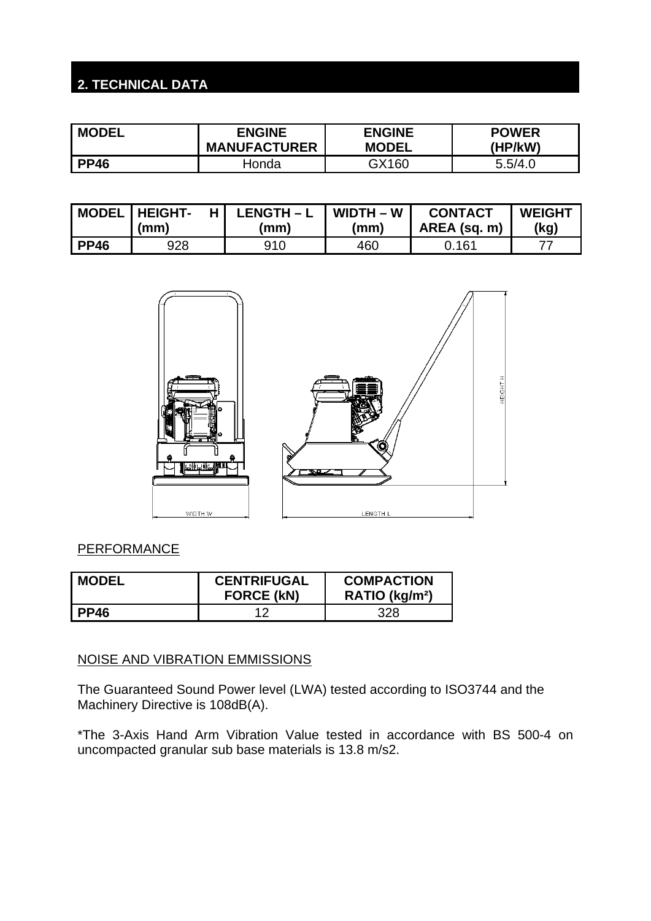## 2. TECHNICAL DATA

| MODEL | ENGINE MANUFACTURER | ENGINE MODEL | POWER (HP/kW) |
|---|---|---|---|
| **PP46** | Honda | GX160 | 5.5/4.0 |

| MODEL | HEIGHT- H (mm) | LENGTH – L (mm) | WIDTH – W (mm) | CONTACT AREA (sq. m) | WEIGHT (kg) |
|---|---|---|---|---|---|
| **PP46** | 928 | 910 | 460 | 0.161 | 77 |

WIDTH W

LENGTH L

HEIGHT H

PERFORMANCE

| MODEL | CENTRIFUGAL FORCE (kN) | COMPACTION RATIO (kg/m²) |
|---|---|---|
| **PP46** | 12 | 328 |

NOISE AND VIBRATION EMMISSIONS

The Guaranteed Sound Power level (LWA) tested according to ISO3744 and the Machinery Directive is 108dB(A).

*The 3-Axis Hand Arm Vibration Value tested in accordance with BS 500-4 on uncompacted granular sub base materials is 13.8 m/s2.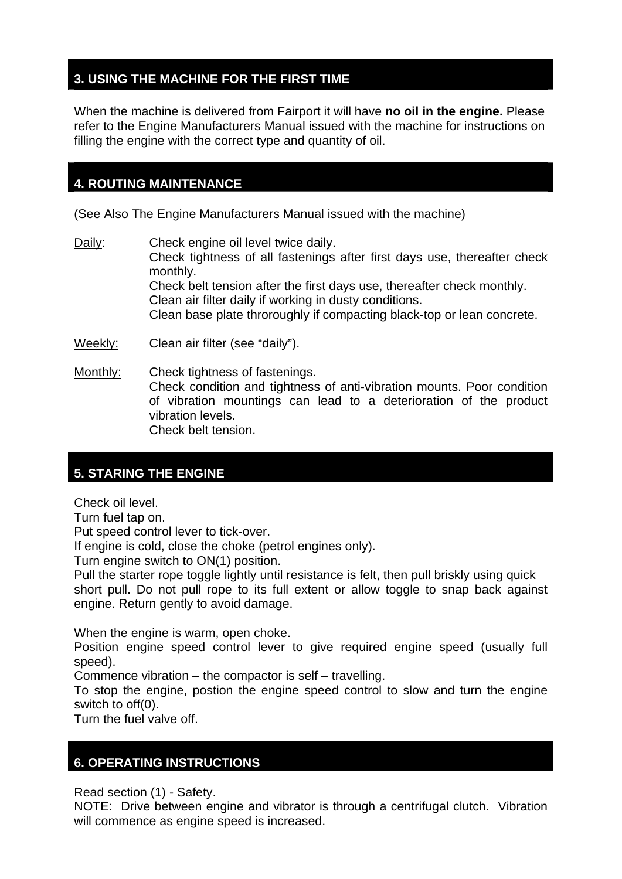## 3. USING THE MACHINE FOR THE FIRST TIME

When the machine is delivered from Fairport it will have **no oil in the engine.** Please refer to the Engine Manufacturers Manual issued with the machine for instructions on filling the engine with the correct type and quantity of oil.

## 4. ROUTING MAINTENANCE

(See Also The Engine Manufacturers Manual issued with the machine)

Daily:
- Check engine oil level twice daily.
- Check tightness of all fastenings after first days use, thereafter check monthly.
- Check belt tension after the first days use, thereafter check monthly.
- Clean air filter daily if working in dusty conditions.
- Clean base plate throroughly if compacting black-top or lean concrete.

Weekly:
- Clean air filter (see “daily”).

Monthly:
- Check tightness of fastenings.
- Check condition and tightness of anti-vibration mounts. Poor condition of vibration mountings can lead to a deterioration of the product vibration levels.
- Check belt tension.

## 5. STARING THE ENGINE

Check oil level.
Turn fuel tap on.
Put speed control lever to tick-over.
If engine is cold, close the choke (petrol engines only).
Turn engine switch to ON(1) position.
Pull the starter rope toggle lightly until resistance is felt, then pull briskly using quick short pull. Do not pull rope to its full extent or allow toggle to snap back against engine. Return gently to avoid damage.

When the engine is warm, open choke.
Position engine speed control lever to give required engine speed (usually full speed).
Commence vibration – the compactor is self – travelling.
To stop the engine, postion the engine speed control to slow and turn the engine switch to off(0).
Turn the fuel valve off.

## 6. OPERATING INSTRUCTIONS

Read section (1) - Safety.
NOTE: Drive between engine and vibrator is through a centrifugal clutch. Vibration will commence as engine speed is increased.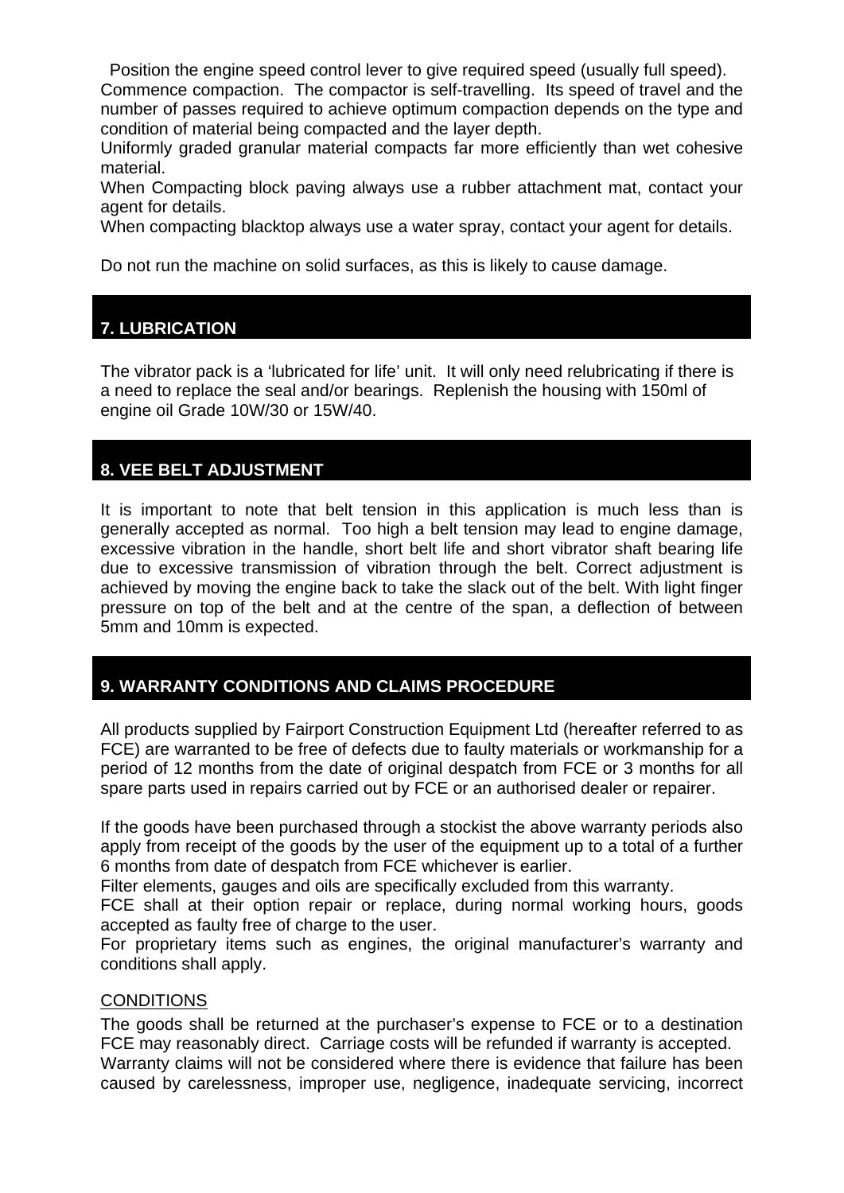Position the engine speed control lever to give required speed (usually full speed). Commence compaction. The compactor is self-travelling. Its speed of travel and the number of passes required to achieve optimum compaction depends on the type and condition of material being compacted and the layer depth.

Uniformly graded granular material compacts far more efficiently than wet cohesive material.

When Compacting block paving always use a rubber attachment mat, contact your agent for details.

When compacting blacktop always use a water spray, contact your agent for details.

Do not run the machine on solid surfaces, as this is likely to cause damage.

## 7. LUBRICATION

The vibrator pack is a 'lubricated for life' unit. It will only need relubricating if there is a need to replace the seal and/or bearings. Replenish the housing with 150ml of engine oil Grade 10W/30 or 15W/40.

## 8. VEE BELT ADJUSTMENT

It is important to note that belt tension in this application is much less than is generally accepted as normal. Too high a belt tension may lead to engine damage, excessive vibration in the handle, short belt life and short vibrator shaft bearing life due to excessive transmission of vibration through the belt. Correct adjustment is achieved by moving the engine back to take the slack out of the belt. With light finger pressure on top of the belt and at the centre of the span, a deflection of between 5mm and 10mm is expected.

## 9. WARRANTY CONDITIONS AND CLAIMS PROCEDURE

All products supplied by Fairport Construction Equipment Ltd (hereafter referred to as FCE) are warranted to be free of defects due to faulty materials or workmanship for a period of 12 months from the date of original despatch from FCE or 3 months for all spare parts used in repairs carried out by FCE or an authorised dealer or repairer.

If the goods have been purchased through a stockist the above warranty periods also apply from receipt of the goods by the user of the equipment up to a total of a further 6 months from date of despatch from FCE whichever is earlier.

Filter elements, gauges and oils are specifically excluded from this warranty.

FCE shall at their option repair or replace, during normal working hours, goods accepted as faulty free of charge to the user.

For proprietary items such as engines, the original manufacturer's warranty and conditions shall apply.

<u>CONDITIONS</u>

The goods shall be returned at the purchaser's expense to FCE or to a destination FCE may reasonably direct. Carriage costs will be refunded if warranty is accepted.

Warranty claims will not be considered where there is evidence that failure has been caused by carelessness, improper use, negligence, inadequate servicing, incorrect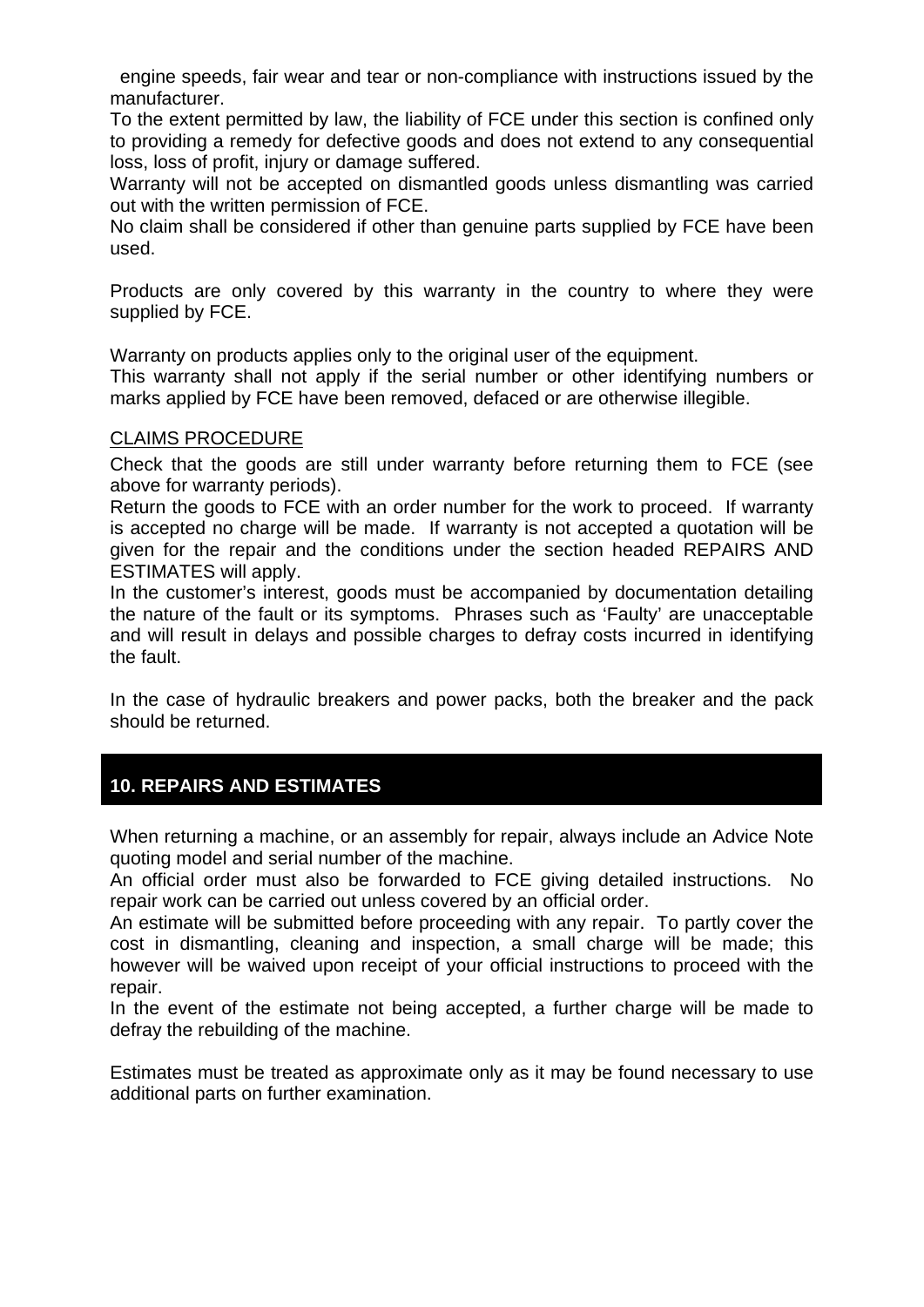engine speeds, fair wear and tear or non-compliance with instructions issued by the manufacturer.
To the extent permitted by law, the liability of FCE under this section is confined only to providing a remedy for defective goods and does not extend to any consequential loss, loss of profit, injury or damage suffered.
Warranty will not be accepted on dismantled goods unless dismantling was carried out with the written permission of FCE.
No claim shall be considered if other than genuine parts supplied by FCE have been used.

Products are only covered by this warranty in the country to where they were supplied by FCE.

Warranty on products applies only to the original user of the equipment.
This warranty shall not apply if the serial number or other identifying numbers or marks applied by FCE have been removed, defaced or are otherwise illegible.

CLAIMS PROCEDURE

Check that the goods are still under warranty before returning them to FCE (see above for warranty periods).
Return the goods to FCE with an order number for the work to proceed. If warranty is accepted no charge will be made. If warranty is not accepted a quotation will be given for the repair and the conditions under the section headed REPAIRS AND ESTIMATES will apply.
In the customer's interest, goods must be accompanied by documentation detailing the nature of the fault or its symptoms. Phrases such as 'Faulty' are unacceptable and will result in delays and possible charges to defray costs incurred in identifying the fault.

In the case of hydraulic breakers and power packs, both the breaker and the pack should be returned.

## 10. REPAIRS AND ESTIMATES

When returning a machine, or an assembly for repair, always include an Advice Note quoting model and serial number of the machine.
An official order must also be forwarded to FCE giving detailed instructions. No repair work can be carried out unless covered by an official order.
An estimate will be submitted before proceeding with any repair. To partly cover the cost in dismantling, cleaning and inspection, a small charge will be made; this however will be waived upon receipt of your official instructions to proceed with the repair.
In the event of the estimate not being accepted, a further charge will be made to defray the rebuilding of the machine.

Estimates must be treated as approximate only as it may be found necessary to use additional parts on further examination.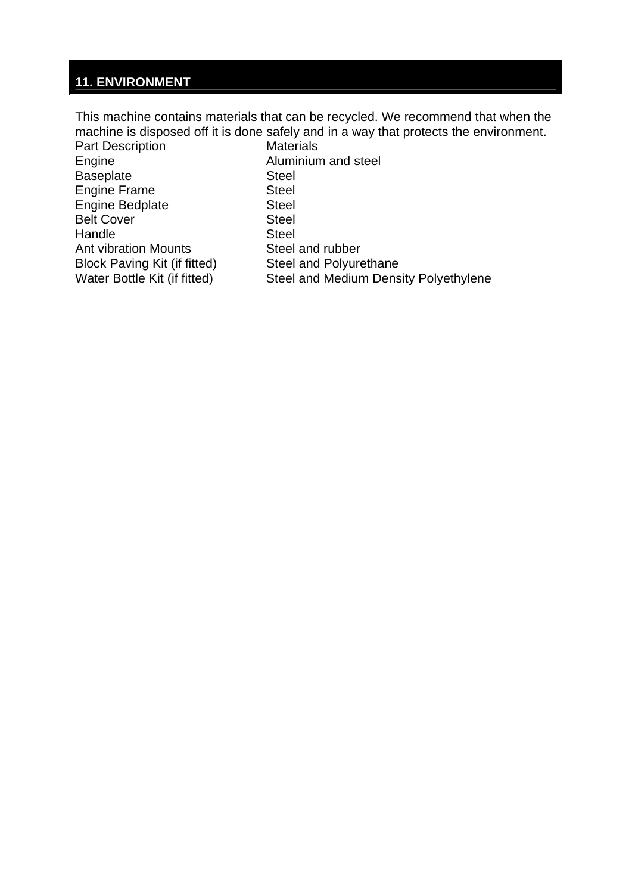## 11. ENVIRONMENT

This machine contains materials that can be recycled. We recommend that when the machine is disposed off it is done safely and in a way that protects the environment.

| Part Description | Materials |
|---|---|
| Engine | Aluminium and steel |
| Baseplate | Steel |
| Engine Frame | Steel |
| Engine Bedplate | Steel |
| Belt Cover | Steel |
| Handle | Steel |
| Ant vibration Mounts | Steel and rubber |
| Block Paving Kit (if fitted) | Steel and Polyurethane |
| Water Bottle Kit (if fitted) | Steel and Medium Density Polyethylene |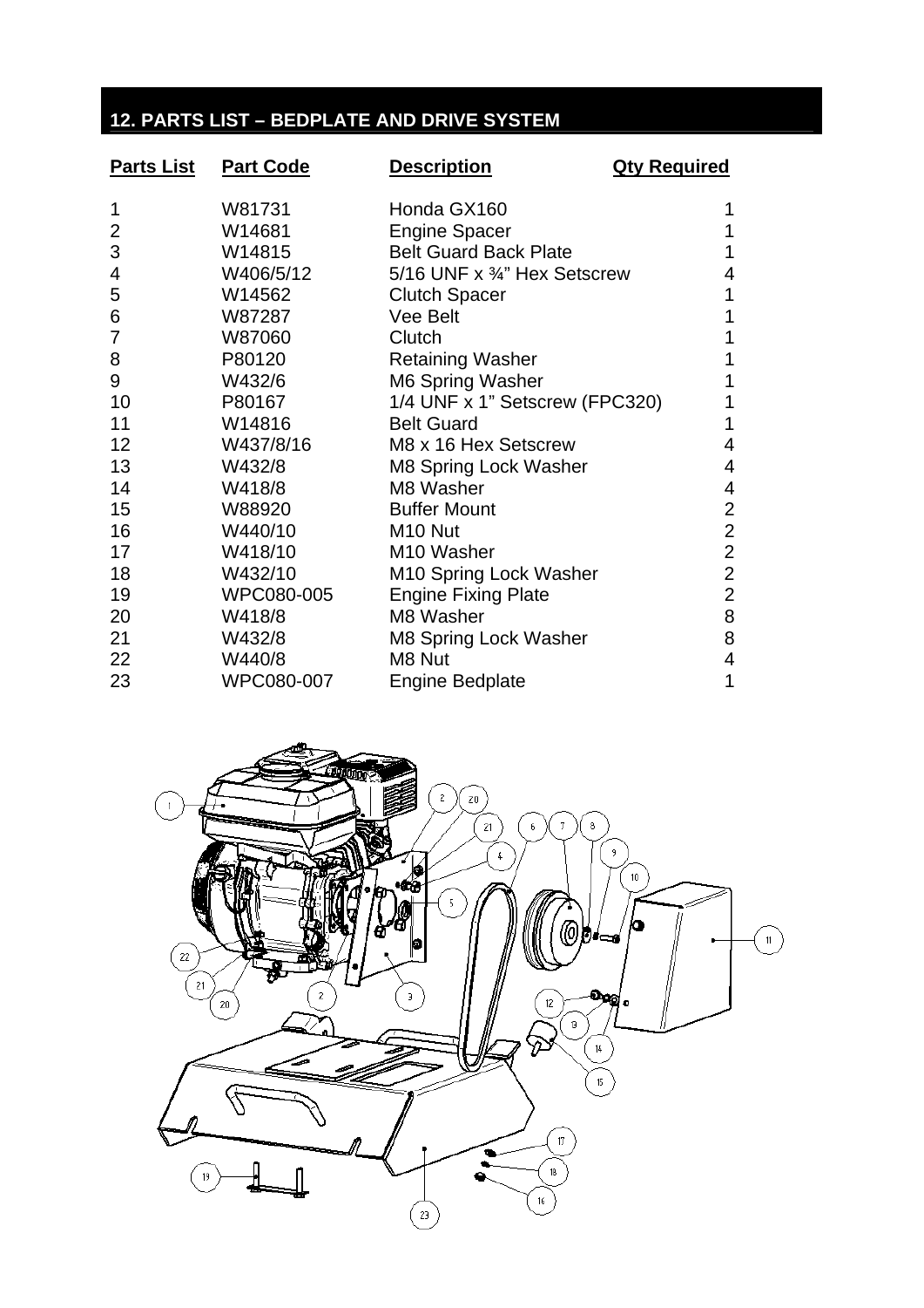## 12. PARTS LIST – BEDPLATE AND DRIVE SYSTEM

| Parts List | Part Code | Description | Qty Required |
|---|---|---|---|
| 1 | W81731 | Honda GX160 | 1 |
| 2 | W14681 | Engine Spacer | 1 |
| 3 | W14815 | Belt Guard Back Plate | 1 |
| 4 | W406/5/12 | 5/16 UNF x ¾" Hex Setscrew | 4 |
| 5 | W14562 | Clutch Spacer | 1 |
| 6 | W87287 | Vee Belt | 1 |
| 7 | W87060 | Clutch | 1 |
| 8 | P80120 | Retaining Washer | 1 |
| 9 | W432/6 | M6 Spring Washer | 1 |
| 10 | P80167 | 1/4 UNF x 1" Setscrew (FPC320) | 1 |
| 11 | W14816 | Belt Guard | 1 |
| 12 | W437/8/16 | M8 x 16 Hex Setscrew | 4 |
| 13 | W432/8 | M8 Spring Lock Washer | 4 |
| 14 | W418/8 | M8 Washer | 4 |
| 15 | W88920 | Buffer Mount | 2 |
| 16 | W440/10 | M10 Nut | 2 |
| 17 | W418/10 | M10 Washer | 2 |
| 18 | W432/10 | M10 Spring Lock Washer | 2 |
| 19 | WPC080-005 | Engine Fixing Plate | 2 |
| 20 | W418/8 | M8 Washer | 8 |
| 21 | W432/8 | M8 Spring Lock Washer | 8 |
| 22 | W440/8 | M8 Nut | 4 |
| 23 | WPC080-007 | Engine Bedplate | 1 |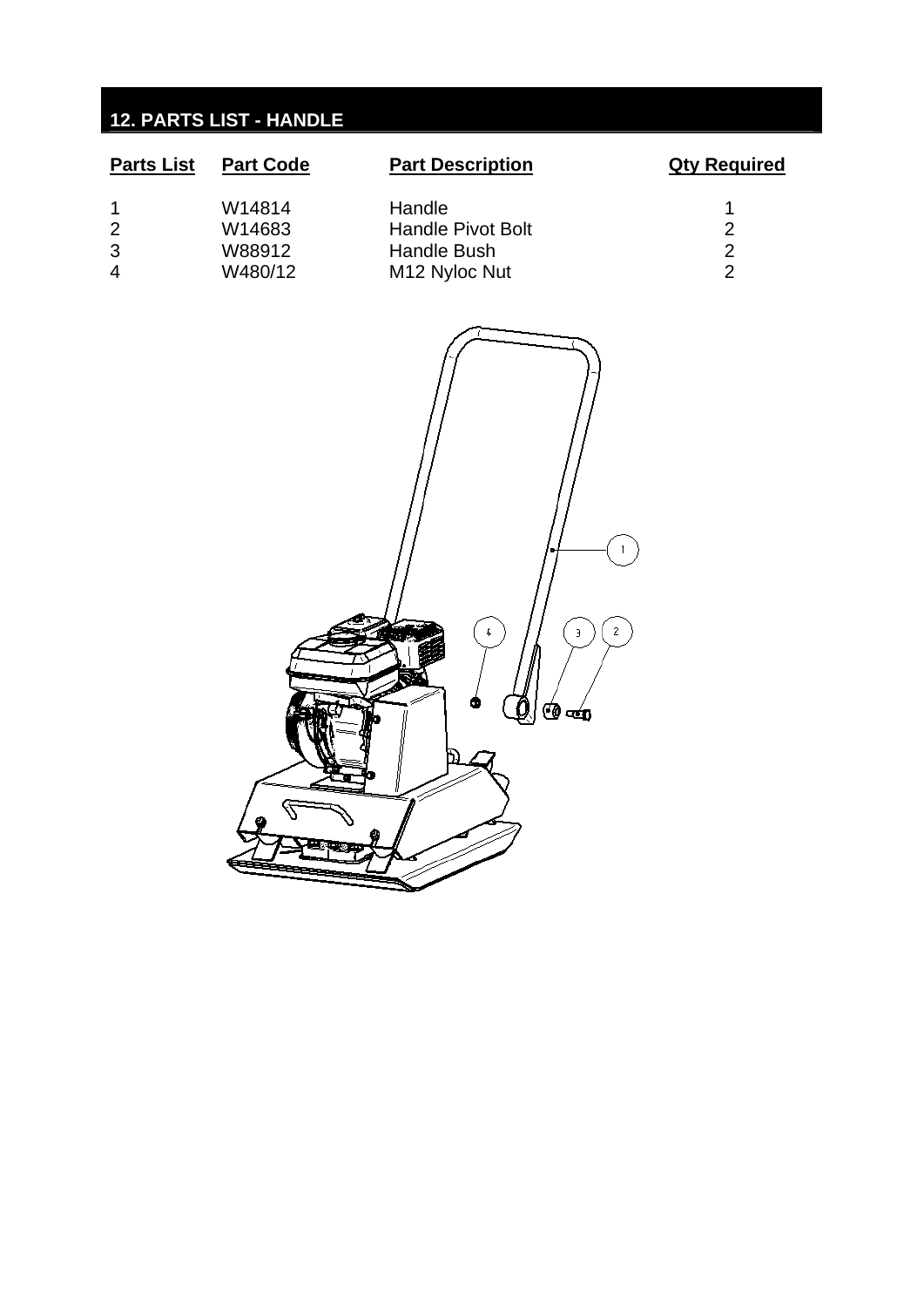## 12. PARTS LIST - HANDLE

| Parts List | Part Code | Part Description | Qty Required |
|---|---|---|---|
| 1 | W14814 | Handle | 1 |
| 2 | W14683 | Handle Pivot Bolt | 2 |
| 3 | W88912 | Handle Bush | 2 |
| 4 | W480/12 | M12 Nyloc Nut | 2 |

1
4
3
2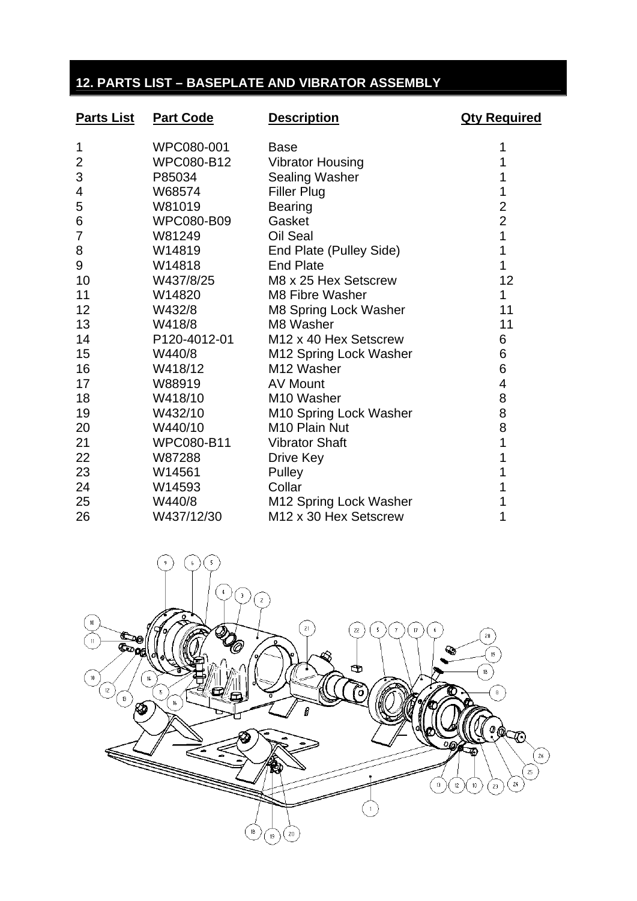## 12. PARTS LIST – BASEPLATE AND VIBRATOR ASSEMBLY

| Parts List | Part Code | Description | Qty Required |
|---|---|---|---|
| 1 | WPC080-001 | Base | 1 |
| 2 | WPC080-B12 | Vibrator Housing | 1 |
| 3 | P85034 | Sealing Washer | 1 |
| 4 | W68574 | Filler Plug | 1 |
| 5 | W81019 | Bearing | 2 |
| 6 | WPC080-B09 | Gasket | 2 |
| 7 | W81249 | Oil Seal | 1 |
| 8 | W14819 | End Plate (Pulley Side) | 1 |
| 9 | W14818 | End Plate | 1 |
| 10 | W437/8/25 | M8 x 25 Hex Setscrew | 12 |
| 11 | W14820 | M8 Fibre Washer | 1 |
| 12 | W432/8 | M8 Spring Lock Washer | 11 |
| 13 | W418/8 | M8 Washer | 11 |
| 14 | P120-4012-01 | M12 x 40 Hex Setscrew | 6 |
| 15 | W440/8 | M12 Spring Lock Washer | 6 |
| 16 | W418/12 | M12 Washer | 6 |
| 17 | W88919 | AV Mount | 4 |
| 18 | W418/10 | M10 Washer | 8 |
| 19 | W432/10 | M10 Spring Lock Washer | 8 |
| 20 | W440/10 | M10 Plain Nut | 8 |
| 21 | WPC080-B11 | Vibrator Shaft | 1 |
| 22 | W87288 | Drive Key | 1 |
| 23 | W14561 | Pulley | 1 |
| 24 | W14593 | Collar | 1 |
| 25 | W440/8 | M12 Spring Lock Washer | 1 |
| 26 | W437/12/30 | M12 x 30 Hex Setscrew | 1 |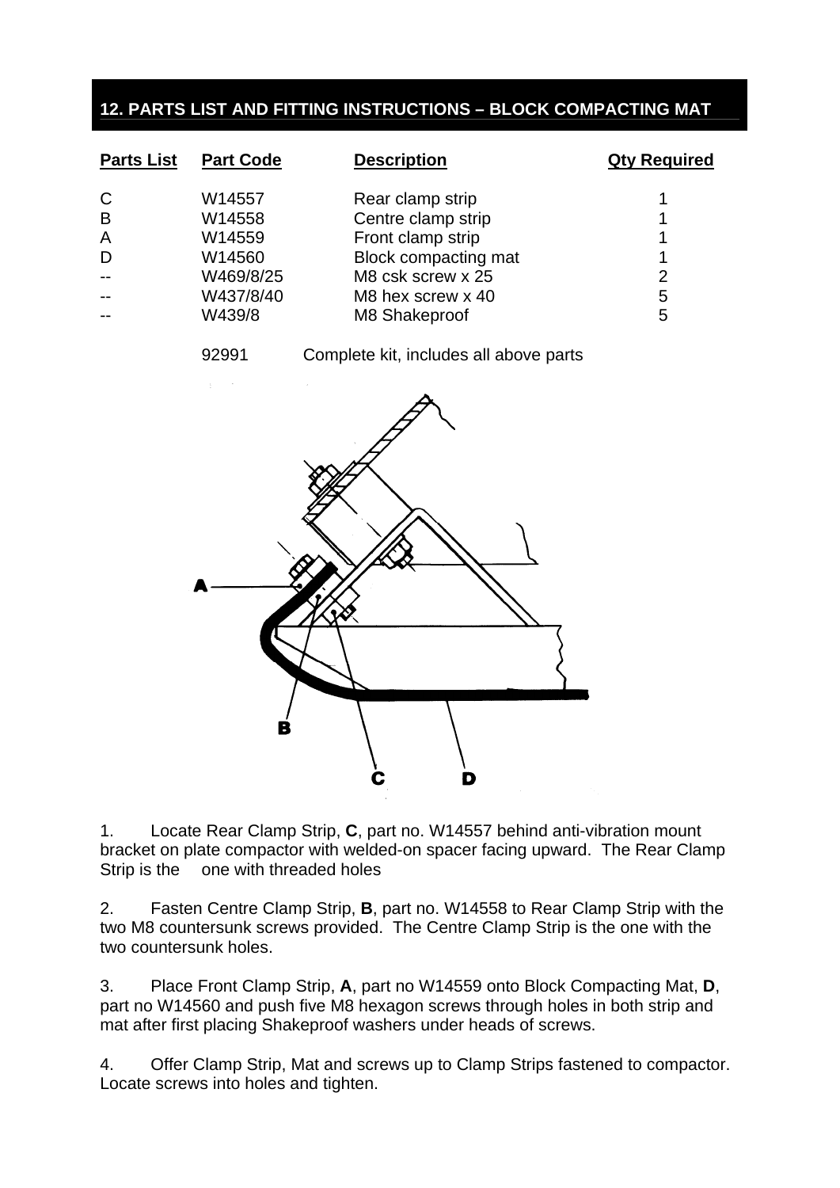## 12. PARTS LIST AND FITTING INSTRUCTIONS – BLOCK COMPACTING MAT

| Parts List | Part Code | Description | Qty Required |
|---|---|---|---|
| C | W14557 | Rear clamp strip | 1 |
| B | W14558 | Centre clamp strip | 1 |
| A | W14559 | Front clamp strip | 1 |
| D | W14560 | Block compacting mat | 1 |
| -- | W469/8/25 | M8 csk screw x 25 | 2 |
| -- | W437/8/40 | M8 hex screw x 40 | 5 |
| -- | W439/8 | M8 Shakeproof | 5 |

92991 Complete kit, includes all above parts

A

B

C D

1. Locate Rear Clamp Strip, **C**, part no. W14557 behind anti-vibration mount bracket on plate compactor with welded-on spacer facing upward. The Rear Clamp Strip is the one with threaded holes

2. Fasten Centre Clamp Strip, **B**, part no. W14558 to Rear Clamp Strip with the two M8 countersunk screws provided. The Centre Clamp Strip is the one with the two countersunk holes.

3. Place Front Clamp Strip, **A**, part no W14559 onto Block Compacting Mat, **D**, part no W14560 and push five M8 hexagon screws through holes in both strip and mat after first placing Shakeproof washers under heads of screws.

4. Offer Clamp Strip, Mat and screws up to Clamp Strips fastened to compactor. Locate screws into holes and tighten.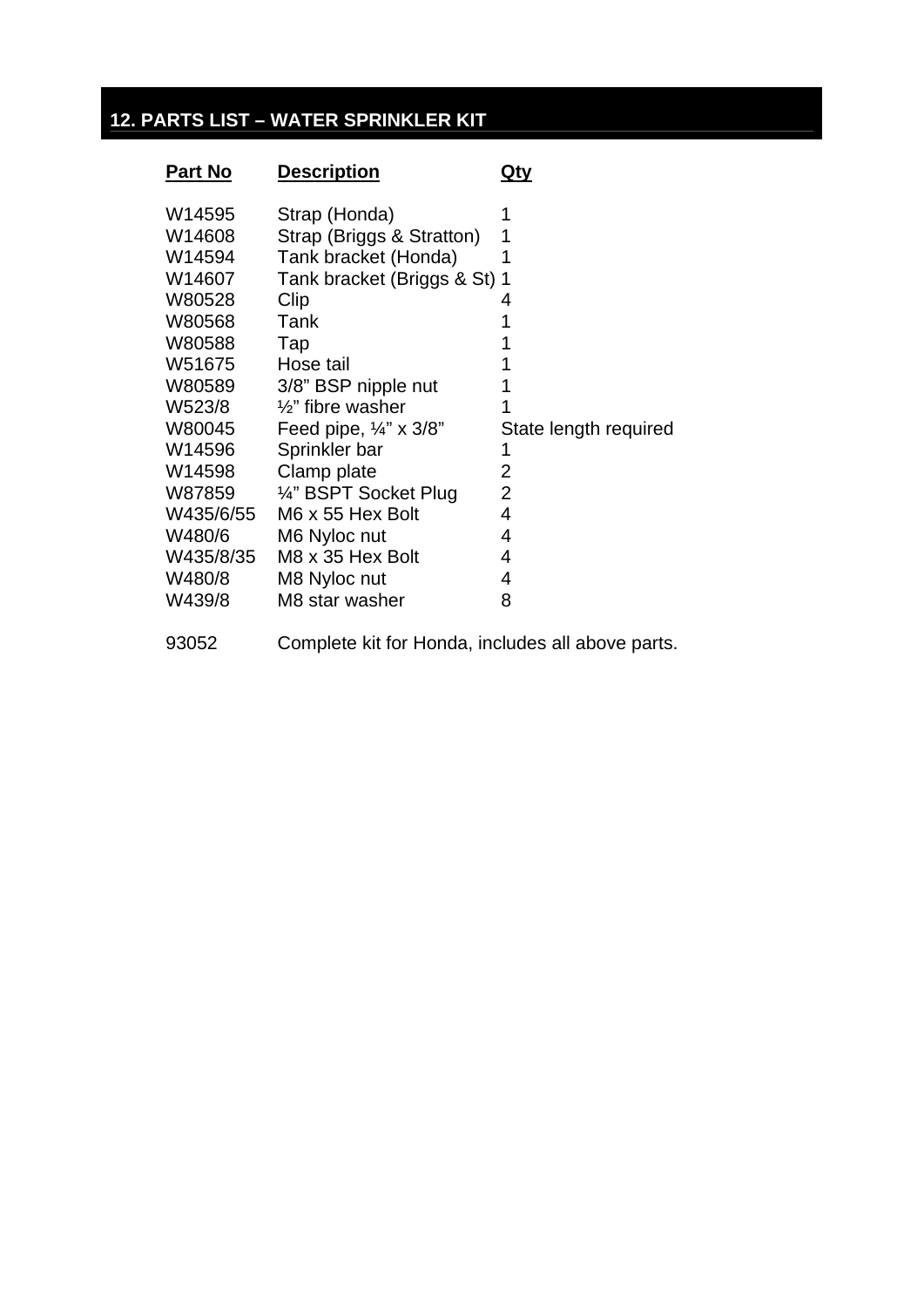## 12. PARTS LIST – WATER SPRINKLER KIT

| Part No | Description | Qty |
|---|---|---|
| W14595 | Strap (Honda) | 1 |
| W14608 | Strap (Briggs & Stratton) | 1 |
| W14594 | Tank bracket (Honda) | 1 |
| W14607 | Tank bracket (Briggs & St) | 1 |
| W80528 | Clip | 4 |
| W80568 | Tank | 1 |
| W80588 | Tap | 1 |
| W51675 | Hose tail | 1 |
| W80589 | 3/8" BSP nipple nut | 1 |
| W523/8 | ½" fibre washer | 1 |
| W80045 | Feed pipe, ¼" x 3/8" | State length required |
| W14596 | Sprinkler bar | 1 |
| W14598 | Clamp plate | 2 |
| W87859 | ¼" BSPT Socket Plug | 2 |
| W435/6/55 | M6 x 55 Hex Bolt | 4 |
| W480/6 | M6 Nyloc nut | 4 |
| W435/8/35 | M8 x 35 Hex Bolt | 4 |
| W480/8 | M8 Nyloc nut | 4 |
| W439/8 | M8 star washer | 8 |

93052 Complete kit for Honda, includes all above parts.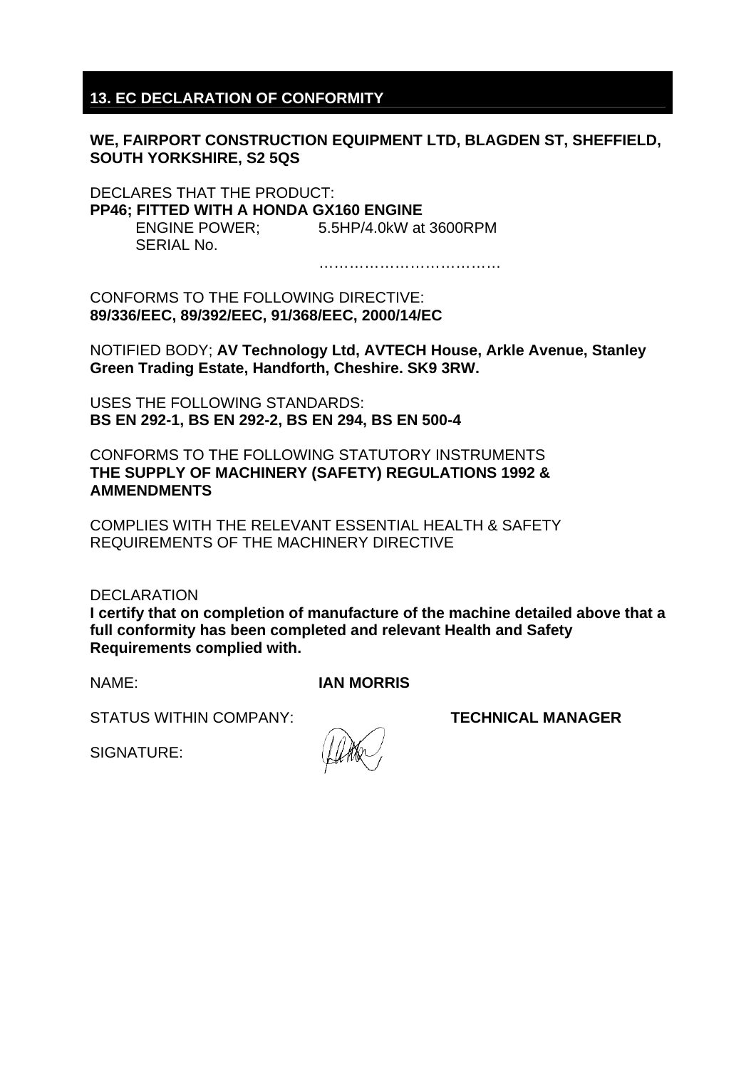## 13. EC DECLARATION OF CONFORMITY

**WE, FAIRPORT CONSTRUCTION EQUIPMENT LTD, BLAGDEN ST, SHEFFIELD, SOUTH YORKSHIRE, S2 5QS**

DECLARES THAT THE PRODUCT:
**PP46; FITTED WITH A HONDA GX160 ENGINE**
ENGINE POWER; 5.5HP/4.0kW at 3600RPM
SERIAL No. ………………………………

CONFORMS TO THE FOLLOWING DIRECTIVE:
**89/336/EEC, 89/392/EEC, 91/368/EEC, 2000/14/EC**

NOTIFIED BODY; **AV Technology Ltd, AVTECH House, Arkle Avenue, Stanley Green Trading Estate, Handforth, Cheshire. SK9 3RW.**

USES THE FOLLOWING STANDARDS:
**BS EN 292-1, BS EN 292-2, BS EN 294, BS EN 500-4**

CONFORMS TO THE FOLLOWING STATUTORY INSTRUMENTS
**THE SUPPLY OF MACHINERY (SAFETY) REGULATIONS 1992 & AMMENDMENTS**

COMPLIES WITH THE RELEVANT ESSENTIAL HEALTH & SAFETY REQUIREMENTS OF THE MACHINERY DIRECTIVE

DECLARATION
**I certify that on completion of manufacture of the machine detailed above that a full conformity has been completed and relevant Health and Safety Requirements complied with.**

NAME: **IAN MORRIS**

STATUS WITHIN COMPANY: **TECHNICAL MANAGER**

SIGNATURE: